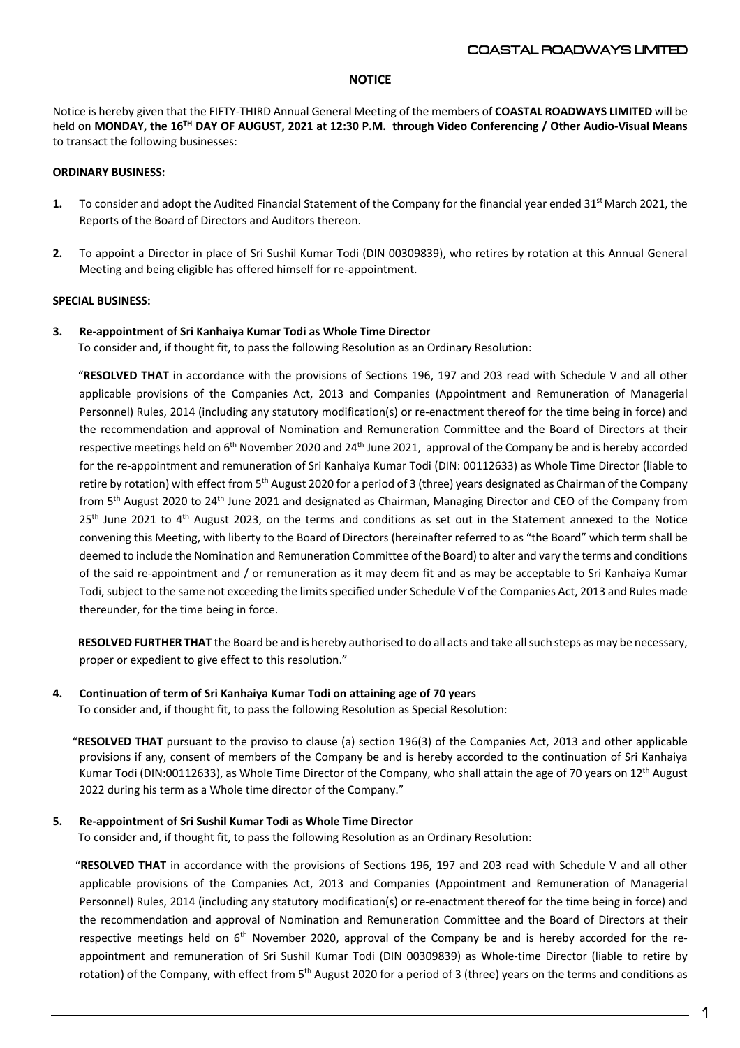## NOTICE

Notice is hereby given that the FIFTY-THIRD Annual General Meeting of the members of **COASTAL ROADWAYS LIMITED** will be held on **MONDAY, the 16TH DAY OF AUGUST, 2021 at 12:30 P.M. through Video Conferencing / Other Audio-Visual Means** to transact the following businesses:

**ORDINARY BUSINESS:**

1. To consider and adopt the Audited Financial Statement of the Company for the financial year ended 31st March 2021, the Reports of the Board of Directors and Auditors thereon.

2. To appoint a Director in place of Sri Sushil Kumar Todi (DIN 00309839), who retires by rotation at this Annual General Meeting and being eligible has offered himself for re-appointment.

**SPECIAL BUSINESS:**

3. **Re-appointment of Sri Kanhaiya Kumar Todi as Whole Time Director**
   To consider and, if thought fit, to pass the following Resolution as an Ordinary Resolution:

   "**RESOLVED THAT** in accordance with the provisions of Sections 196, 197 and 203 read with Schedule V and all other applicable provisions of the Companies Act, 2013 and Companies (Appointment and Remuneration of Managerial Personnel) Rules, 2014 (including any statutory modification(s) or re-enactment thereof for the time being in force) and the recommendation and approval of Nomination and Remuneration Committee and the Board of Directors at their respective meetings held on 6th November 2020 and 24th June 2021, approval of the Company be and is hereby accorded for the re-appointment and remuneration of Sri Kanhaiya Kumar Todi (DIN: 00112633) as Whole Time Director (liable to retire by rotation) with effect from 5th August 2020 for a period of 3 (three) years designated as Chairman of the Company from 5th August 2020 to 24th June 2021 and designated as Chairman, Managing Director and CEO of the Company from 25th June 2021 to 4th August 2023, on the terms and conditions as set out in the Statement annexed to the Notice convening this Meeting, with liberty to the Board of Directors (hereinafter referred to as "the Board" which term shall be deemed to include the Nomination and Remuneration Committee of the Board) to alter and vary the terms and conditions of the said re-appointment and / or remuneration as it may deem fit and as may be acceptable to Sri Kanhaiya Kumar Todi, subject to the same not exceeding the limits specified under Schedule V of the Companies Act, 2013 and Rules made thereunder, for the time being in force.

   **RESOLVED FURTHER THAT** the Board be and is hereby authorised to do all acts and take all such steps as may be necessary, proper or expedient to give effect to this resolution."

4. **Continuation of term of Sri Kanhaiya Kumar Todi on attaining age of 70 years**
   To consider and, if thought fit, to pass the following Resolution as Special Resolution:

   "**RESOLVED THAT** pursuant to the proviso to clause (a) section 196(3) of the Companies Act, 2013 and other applicable provisions if any, consent of members of the Company be and is hereby accorded to the continuation of Sri Kanhaiya Kumar Todi (DIN:00112633), as Whole Time Director of the Company, who shall attain the age of 70 years on 12th August 2022 during his term as a Whole time director of the Company."

5. **Re-appointment of Sri Sushil Kumar Todi as Whole Time Director**
   To consider and, if thought fit, to pass the following Resolution as an Ordinary Resolution:

   "**RESOLVED THAT** in accordance with the provisions of Sections 196, 197 and 203 read with Schedule V and all other applicable provisions of the Companies Act, 2013 and Companies (Appointment and Remuneration of Managerial Personnel) Rules, 2014 (including any statutory modification(s) or re-enactment thereof for the time being in force) and the recommendation and approval of Nomination and Remuneration Committee and the Board of Directors at their respective meetings held on 6th November 2020, approval of the Company be and is hereby accorded for the re-appointment and remuneration of Sri Sushil Kumar Todi (DIN 00309839) as Whole-time Director (liable to retire by rotation) of the Company, with effect from 5th August 2020 for a period of 3 (three) years on the terms and conditions as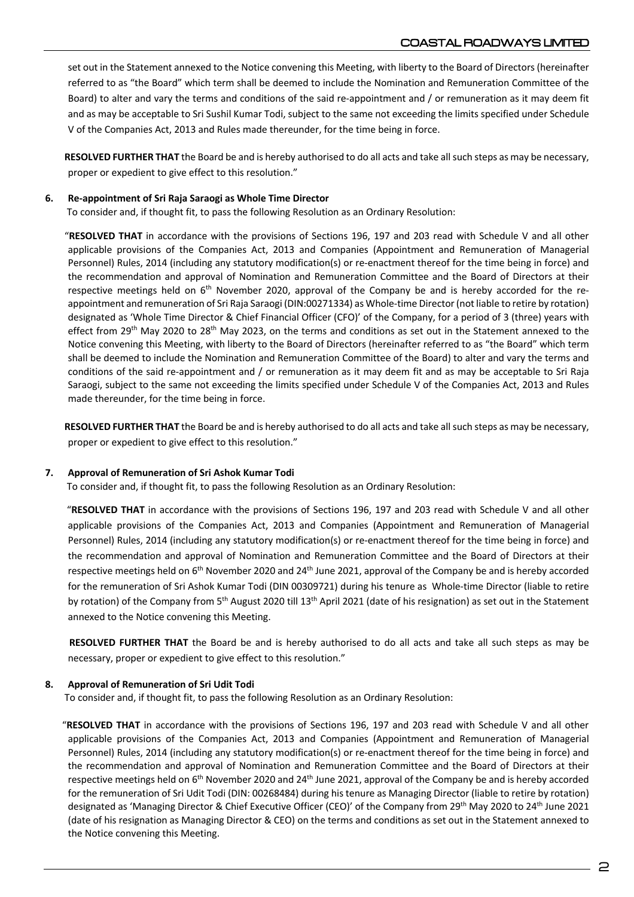set out in the Statement annexed to the Notice convening this Meeting, with liberty to the Board of Directors (hereinafter referred to as "the Board" which term shall be deemed to include the Nomination and Remuneration Committee of the Board) to alter and vary the terms and conditions of the said re-appointment and / or remuneration as it may deem fit and as may be acceptable to Sri Sushil Kumar Todi, subject to the same not exceeding the limits specified under Schedule V of the Companies Act, 2013 and Rules made thereunder, for the time being in force.

**RESOLVED FURTHER THAT** the Board be and is hereby authorised to do all acts and take all such steps as may be necessary, proper or expedient to give effect to this resolution."

**6. Re-appointment of Sri Raja Saraogi as Whole Time Director**

To consider and, if thought fit, to pass the following Resolution as an Ordinary Resolution:

"**RESOLVED THAT** in accordance with the provisions of Sections 196, 197 and 203 read with Schedule V and all other applicable provisions of the Companies Act, 2013 and Companies (Appointment and Remuneration of Managerial Personnel) Rules, 2014 (including any statutory modification(s) or re-enactment thereof for the time being in force) and the recommendation and approval of Nomination and Remuneration Committee and the Board of Directors at their respective meetings held on 6th November 2020, approval of the Company be and is hereby accorded for the re-appointment and remuneration of Sri Raja Saraogi (DIN:00271334) as Whole-time Director (not liable to retire by rotation) designated as 'Whole Time Director & Chief Financial Officer (CFO)' of the Company, for a period of 3 (three) years with effect from 29th May 2020 to 28th May 2023, on the terms and conditions as set out in the Statement annexed to the Notice convening this Meeting, with liberty to the Board of Directors (hereinafter referred to as "the Board" which term shall be deemed to include the Nomination and Remuneration Committee of the Board) to alter and vary the terms and conditions of the said re-appointment and / or remuneration as it may deem fit and as may be acceptable to Sri Raja Saraogi, subject to the same not exceeding the limits specified under Schedule V of the Companies Act, 2013 and Rules made thereunder, for the time being in force.

**RESOLVED FURTHER THAT** the Board be and is hereby authorised to do all acts and take all such steps as may be necessary, proper or expedient to give effect to this resolution."

**7. Approval of Remuneration of Sri Ashok Kumar Todi**

To consider and, if thought fit, to pass the following Resolution as an Ordinary Resolution:

"**RESOLVED THAT** in accordance with the provisions of Sections 196, 197 and 203 read with Schedule V and all other applicable provisions of the Companies Act, 2013 and Companies (Appointment and Remuneration of Managerial Personnel) Rules, 2014 (including any statutory modification(s) or re-enactment thereof for the time being in force) and the recommendation and approval of Nomination and Remuneration Committee and the Board of Directors at their respective meetings held on 6th November 2020 and 24th June 2021, approval of the Company be and is hereby accorded for the remuneration of Sri Ashok Kumar Todi (DIN 00309721) during his tenure as Whole-time Director (liable to retire by rotation) of the Company from 5th August 2020 till 13th April 2021 (date of his resignation) as set out in the Statement annexed to the Notice convening this Meeting.

**RESOLVED FURTHER THAT** the Board be and is hereby authorised to do all acts and take all such steps as may be necessary, proper or expedient to give effect to this resolution."

**8. Approval of Remuneration of Sri Udit Todi**

To consider and, if thought fit, to pass the following Resolution as an Ordinary Resolution:

"**RESOLVED THAT** in accordance with the provisions of Sections 196, 197 and 203 read with Schedule V and all other applicable provisions of the Companies Act, 2013 and Companies (Appointment and Remuneration of Managerial Personnel) Rules, 2014 (including any statutory modification(s) or re-enactment thereof for the time being in force) and the recommendation and approval of Nomination and Remuneration Committee and the Board of Directors at their respective meetings held on 6th November 2020 and 24th June 2021, approval of the Company be and is hereby accorded for the remuneration of Sri Udit Todi (DIN: 00268484) during his tenure as Managing Director (liable to retire by rotation) designated as 'Managing Director & Chief Executive Officer (CEO)' of the Company from 29th May 2020 to 24th June 2021 (date of his resignation as Managing Director & CEO) on the terms and conditions as set out in the Statement annexed to the Notice convening this Meeting.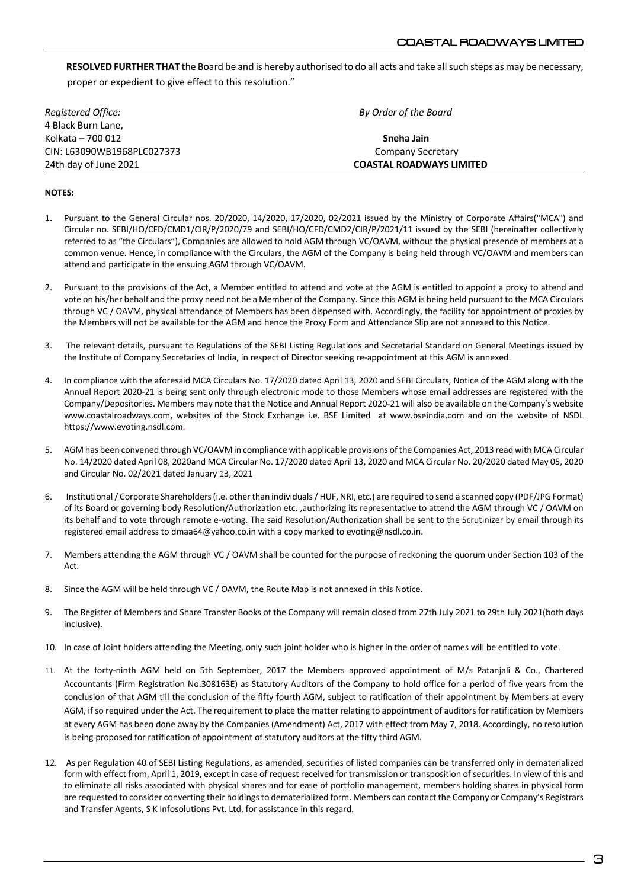**RESOLVED FURTHER THAT** the Board be and is hereby authorised to do all acts and take all such steps as may be necessary, proper or expedient to give effect to this resolution."

| *Registered Office:* | *By Order of the Board* |
|---|---|
| 4 Black Burn Lane, | |
| Kolkata – 700 012 | **Sneha Jain** |
| CIN: L63090WB1968PLC027373 | Company Secretary |
| 24th day of June 2021 | **COASTAL ROADWAYS LIMITED** |

**NOTES:**

1. Pursuant to the General Circular nos. 20/2020, 14/2020, 17/2020, 02/2021 issued by the Ministry of Corporate Affairs("MCA") and Circular no. SEBI/HO/CFD/CMD1/CIR/P/2020/79 and SEBI/HO/CFD/CMD2/CIR/P/2021/11 issued by the SEBI (hereinafter collectively referred to as "the Circulars"), Companies are allowed to hold AGM through VC/OAVM, without the physical presence of members at a common venue. Hence, in compliance with the Circulars, the AGM of the Company is being held through VC/OAVM and members can attend and participate in the ensuing AGM through VC/OAVM.

2. Pursuant to the provisions of the Act, a Member entitled to attend and vote at the AGM is entitled to appoint a proxy to attend and vote on his/her behalf and the proxy need not be a Member of the Company. Since this AGM is being held pursuant to the MCA Circulars through VC / OAVM, physical attendance of Members has been dispensed with. Accordingly, the facility for appointment of proxies by the Members will not be available for the AGM and hence the Proxy Form and Attendance Slip are not annexed to this Notice.

3. The relevant details, pursuant to Regulations of the SEBI Listing Regulations and Secretarial Standard on General Meetings issued by the Institute of Company Secretaries of India, in respect of Director seeking re-appointment at this AGM is annexed.

4. In compliance with the aforesaid MCA Circulars No. 17/2020 dated April 13, 2020 and SEBI Circulars, Notice of the AGM along with the Annual Report 2020-21 is being sent only through electronic mode to those Members whose email addresses are registered with the Company/Depositories. Members may note that the Notice and Annual Report 2020-21 will also be available on the Company's website www.coastalroadways.com, websites of the Stock Exchange i.e. BSE Limited at www.bseindia.com and on the website of NSDL https://www.evoting.nsdl.com.

5. AGM has been convened through VC/OAVM in compliance with applicable provisions of the Companies Act, 2013 read with MCA Circular No. 14/2020 dated April 08, 2020and MCA Circular No. 17/2020 dated April 13, 2020 and MCA Circular No. 20/2020 dated May 05, 2020 and Circular No. 02/2021 dated January 13, 2021

6. Institutional / Corporate Shareholders (i.e. other than individuals / HUF, NRI, etc.) are required to send a scanned copy (PDF/JPG Format) of its Board or governing body Resolution/Authorization etc. ,authorizing its representative to attend the AGM through VC / OAVM on its behalf and to vote through remote e-voting. The said Resolution/Authorization shall be sent to the Scrutinizer by email through its registered email address to dmaa64@yahoo.co.in with a copy marked to evoting@nsdl.co.in.

7. Members attending the AGM through VC / OAVM shall be counted for the purpose of reckoning the quorum under Section 103 of the Act.

8. Since the AGM will be held through VC / OAVM, the Route Map is not annexed in this Notice.

9. The Register of Members and Share Transfer Books of the Company will remain closed from 27th July 2021 to 29th July 2021(both days inclusive).

10. In case of Joint holders attending the Meeting, only such joint holder who is higher in the order of names will be entitled to vote.

11. At the forty-ninth AGM held on 5th September, 2017 the Members approved appointment of M/s Patanjali & Co., Chartered Accountants (Firm Registration No.308163E) as Statutory Auditors of the Company to hold office for a period of five years from the conclusion of that AGM till the conclusion of the fifty fourth AGM, subject to ratification of their appointment by Members at every AGM, if so required under the Act. The requirement to place the matter relating to appointment of auditors for ratification by Members at every AGM has been done away by the Companies (Amendment) Act, 2017 with effect from May 7, 2018. Accordingly, no resolution is being proposed for ratification of appointment of statutory auditors at the fifty third AGM.

12. As per Regulation 40 of SEBI Listing Regulations, as amended, securities of listed companies can be transferred only in dematerialized form with effect from, April 1, 2019, except in case of request received for transmission or transposition of securities. In view of this and to eliminate all risks associated with physical shares and for ease of portfolio management, members holding shares in physical form are requested to consider converting their holdings to dematerialized form. Members can contact the Company or Company's Registrars and Transfer Agents, S K Infosolutions Pvt. Ltd. for assistance in this regard.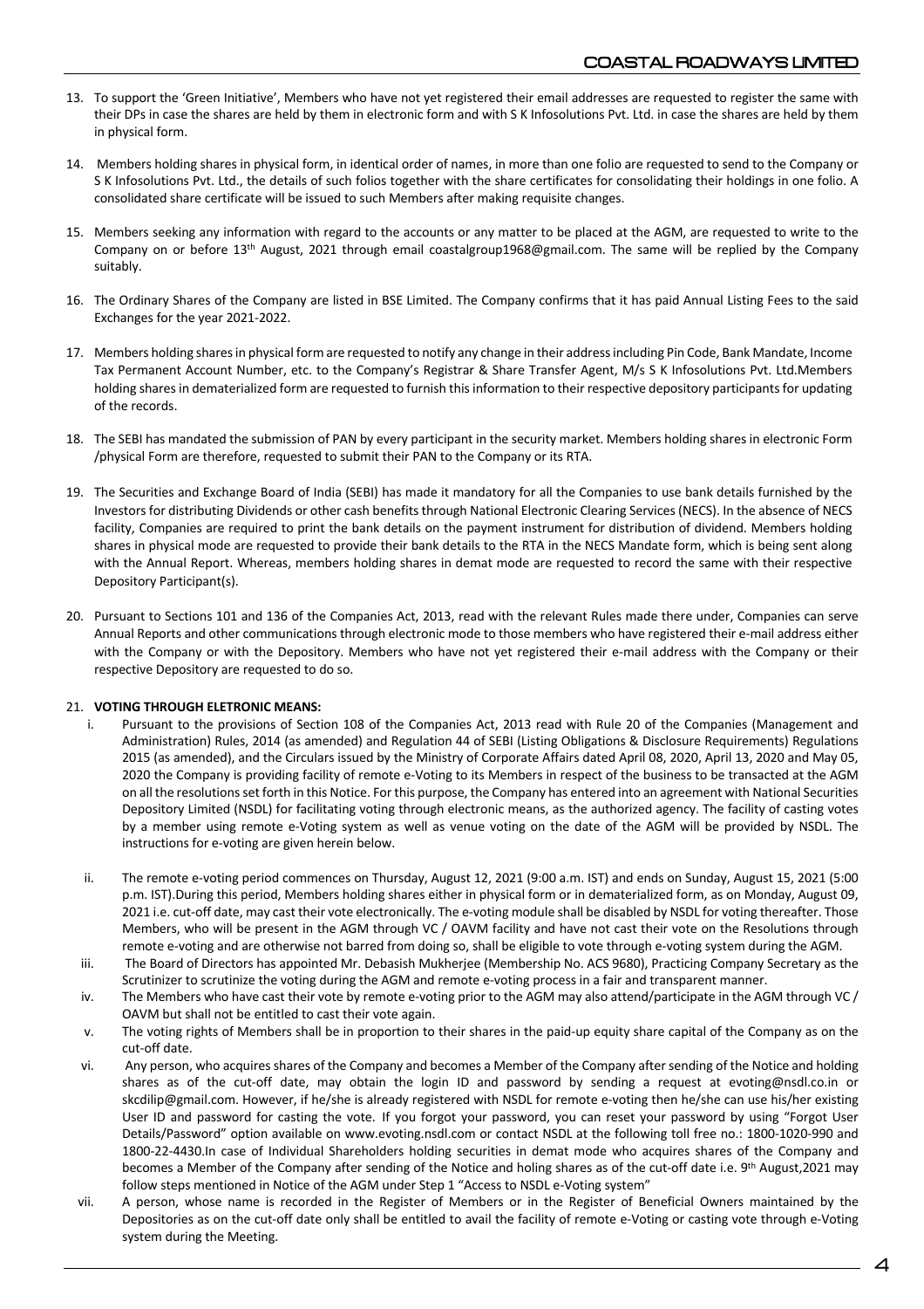13. To support the 'Green Initiative', Members who have not yet registered their email addresses are requested to register the same with their DPs in case the shares are held by them in electronic form and with S K Infosolutions Pvt. Ltd. in case the shares are held by them in physical form.

14. Members holding shares in physical form, in identical order of names, in more than one folio are requested to send to the Company or S K Infosolutions Pvt. Ltd., the details of such folios together with the share certificates for consolidating their holdings in one folio. A consolidated share certificate will be issued to such Members after making requisite changes.

15. Members seeking any information with regard to the accounts or any matter to be placed at the AGM, are requested to write to the Company on or before 13th August, 2021 through email coastalgroup1968@gmail.com. The same will be replied by the Company suitably.

16. The Ordinary Shares of the Company are listed in BSE Limited. The Company confirms that it has paid Annual Listing Fees to the said Exchanges for the year 2021-2022.

17. Members holding shares in physical form are requested to notify any change in their address including Pin Code, Bank Mandate, Income Tax Permanent Account Number, etc. to the Company's Registrar & Share Transfer Agent, M/s S K Infosolutions Pvt. Ltd.Members holding shares in dematerialized form are requested to furnish this information to their respective depository participants for updating of the records.

18. The SEBI has mandated the submission of PAN by every participant in the security market. Members holding shares in electronic Form /physical Form are therefore, requested to submit their PAN to the Company or its RTA.

19. The Securities and Exchange Board of India (SEBI) has made it mandatory for all the Companies to use bank details furnished by the Investors for distributing Dividends or other cash benefits through National Electronic Clearing Services (NECS). In the absence of NECS facility, Companies are required to print the bank details on the payment instrument for distribution of dividend. Members holding shares in physical mode are requested to provide their bank details to the RTA in the NECS Mandate form, which is being sent along with the Annual Report. Whereas, members holding shares in demat mode are requested to record the same with their respective Depository Participant(s).

20. Pursuant to Sections 101 and 136 of the Companies Act, 2013, read with the relevant Rules made there under, Companies can serve Annual Reports and other communications through electronic mode to those members who have registered their e-mail address either with the Company or with the Depository. Members who have not yet registered their e-mail address with the Company or their respective Depository are requested to do so.

21. **VOTING THROUGH ELETRONIC MEANS:**

   i. Pursuant to the provisions of Section 108 of the Companies Act, 2013 read with Rule 20 of the Companies (Management and Administration) Rules, 2014 (as amended) and Regulation 44 of SEBI (Listing Obligations & Disclosure Requirements) Regulations 2015 (as amended), and the Circulars issued by the Ministry of Corporate Affairs dated April 08, 2020, April 13, 2020 and May 05, 2020 the Company is providing facility of remote e-Voting to its Members in respect of the business to be transacted at the AGM on all the resolutions set forth in this Notice. For this purpose, the Company has entered into an agreement with National Securities Depository Limited (NSDL) for facilitating voting through electronic means, as the authorized agency. The facility of casting votes by a member using remote e-Voting system as well as venue voting on the date of the AGM will be provided by NSDL. The instructions for e-voting are given herein below.

   ii. The remote e-voting period commences on Thursday, August 12, 2021 (9:00 a.m. IST) and ends on Sunday, August 15, 2021 (5:00 p.m. IST).During this period, Members holding shares either in physical form or in dematerialized form, as on Monday, August 09, 2021 i.e. cut-off date, may cast their vote electronically. The e-voting module shall be disabled by NSDL for voting thereafter. Those Members, who will be present in the AGM through VC / OAVM facility and have not cast their vote on the Resolutions through remote e-voting and are otherwise not barred from doing so, shall be eligible to vote through e-voting system during the AGM.

   iii. The Board of Directors has appointed Mr. Debasish Mukherjee (Membership No. ACS 9680), Practicing Company Secretary as the Scrutinizer to scrutinize the voting during the AGM and remote e-voting process in a fair and transparent manner.

   iv. The Members who have cast their vote by remote e-voting prior to the AGM may also attend/participate in the AGM through VC / OAVM but shall not be entitled to cast their vote again.

   v. The voting rights of Members shall be in proportion to their shares in the paid-up equity share capital of the Company as on the cut-off date.

   vi. Any person, who acquires shares of the Company and becomes a Member of the Company after sending of the Notice and holding shares as of the cut-off date, may obtain the login ID and password by sending a request at evoting@nsdl.co.in or skcdilip@gmail.com. However, if he/she is already registered with NSDL for remote e-voting then he/she can use his/her existing User ID and password for casting the vote. If you forgot your password, you can reset your password by using "Forgot User Details/Password" option available on www.evoting.nsdl.com or contact NSDL at the following toll free no.: 1800-1020-990 and 1800-22-4430.In case of Individual Shareholders holding securities in demat mode who acquires shares of the Company and becomes a Member of the Company after sending of the Notice and holing shares as of the cut-off date i.e. 9th August,2021 may follow steps mentioned in Notice of the AGM under Step 1 "Access to NSDL e-Voting system"

   vii. A person, whose name is recorded in the Register of Members or in the Register of Beneficial Owners maintained by the Depositories as on the cut-off date only shall be entitled to avail the facility of remote e-Voting or casting vote through e-Voting system during the Meeting.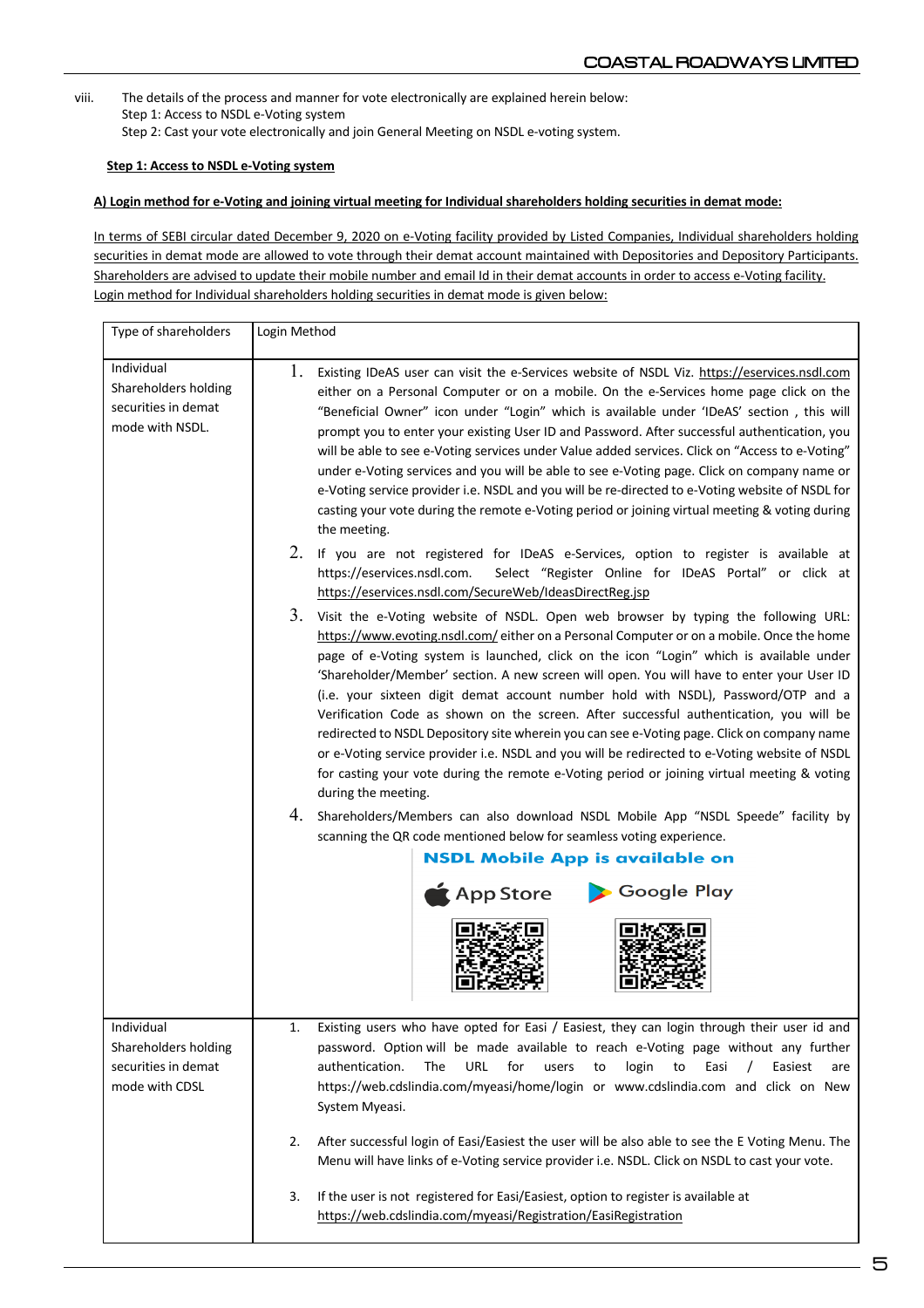viii. The details of the process and manner for vote electronically are explained herein below:
Step 1: Access to NSDL e-Voting system
Step 2: Cast your vote electronically and join General Meeting on NSDL e-voting system.

**Step 1: Access to NSDL e-Voting system**

**A) Login method for e-Voting and joining virtual meeting for Individual shareholders holding securities in demat mode:**

In terms of SEBI circular dated December 9, 2020 on e-Voting facility provided by Listed Companies, Individual shareholders holding securities in demat mode are allowed to vote through their demat account maintained with Depositories and Depository Participants. Shareholders are advised to update their mobile number and email Id in their demat accounts in order to access e-Voting facility.
Login method for Individual shareholders holding securities in demat mode is given below:

| Type of shareholders | Login Method |
|---|---|
| Individual Shareholders holding securities in demat mode with NSDL. | 1. Existing IDeAS user can visit the e-Services website of NSDL Viz. https://eservices.nsdl.com either on a Personal Computer or on a mobile. On the e-Services home page click on the "Beneficial Owner" icon under "Login" which is available under 'IDeAS' section , this will prompt you to enter your existing User ID and Password. After successful authentication, you will be able to see e-Voting services under Value added services. Click on "Access to e-Voting" under e-Voting services and you will be able to see e-Voting page. Click on company name or e-Voting service provider i.e. NSDL and you will be re-directed to e-Voting website of NSDL for casting your vote during the remote e-Voting period or joining virtual meeting & voting during the meeting.<br>2. If you are not registered for IDeAS e-Services, option to register is available at https://eservices.nsdl.com. Select "Register Online for IDeAS Portal" or click at https://eservices.nsdl.com/SecureWeb/IdeasDirectReg.jsp<br>3. Visit the e-Voting website of NSDL. Open web browser by typing the following URL: https://www.evoting.nsdl.com/ either on a Personal Computer or on a mobile. Once the home page of e-Voting system is launched, click on the icon "Login" which is available under 'Shareholder/Member' section. A new screen will open. You will have to enter your User ID (i.e. your sixteen digit demat account number hold with NSDL), Password/OTP and a Verification Code as shown on the screen. After successful authentication, you will be redirected to NSDL Depository site wherein you can see e-Voting page. Click on company name or e-Voting service provider i.e. NSDL and you will be redirected to e-Voting website of NSDL for casting your vote during the remote e-Voting period or joining virtual meeting & voting during the meeting.<br>4. Shareholders/Members can also download NSDL Mobile App "NSDL Speede" facility by scanning the QR code mentioned below for seamless voting experience.<br>**NSDL Mobile App is available on**<br>App Store   Google Play |
| Individual Shareholders holding securities in demat mode with CDSL | 1. Existing users who have opted for Easi / Easiest, they can login through their user id and password. Option will be made available to reach e-Voting page without any further authentication. The URL for users to login to Easi / Easiest are https://web.cdslindia.com/myeasi/home/login or www.cdslindia.com and click on New System Myeasi.<br>2. After successful login of Easi/Easiest the user will be also able to see the E Voting Menu. The Menu will have links of e-Voting service provider i.e. NSDL. Click on NSDL to cast your vote.<br>3. If the user is not registered for Easi/Easiest, option to register is available at https://web.cdslindia.com/myeasi/Registration/EasiRegistration |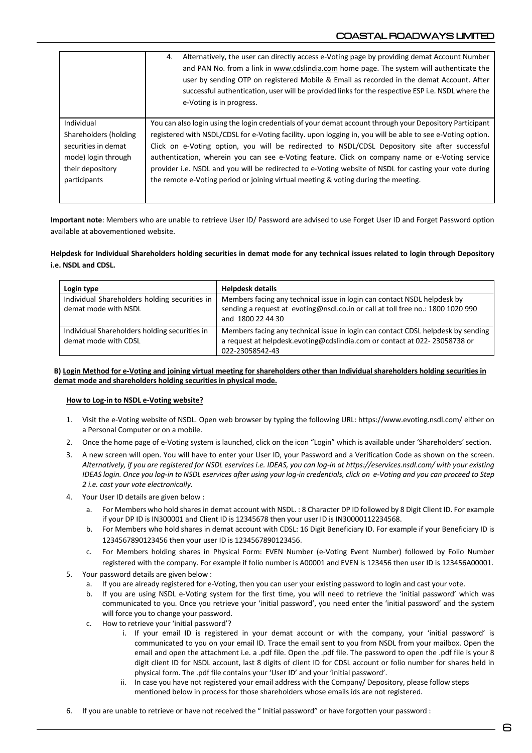| | 4. Alternatively, the user can directly access e-Voting page by providing demat Account Number and PAN No. from a link in www.cdslindia.com home page. The system will authenticate the user by sending OTP on registered Mobile & Email as recorded in the demat Account. After successful authentication, user will be provided links for the respective ESP i.e. NSDL where the e-Voting is in progress. |
|---|---|
| Individual Shareholders (holding securities in demat mode) login through their depository participants | You can also login using the login credentials of your demat account through your Depository Participant registered with NSDL/CDSL for e-Voting facility. upon logging in, you will be able to see e-Voting option. Click on e-Voting option, you will be redirected to NSDL/CDSL Depository site after successful authentication, wherein you can see e-Voting feature. Click on company name or e-Voting service provider i.e. NSDL and you will be redirected to e-Voting website of NSDL for casting your vote during the remote e-Voting period or joining virtual meeting & voting during the meeting. |

**Important note**: Members who are unable to retrieve User ID/ Password are advised to use Forget User ID and Forget Password option available at abovementioned website.

**Helpdesk for Individual Shareholders holding securities in demat mode for any technical issues related to login through Depository i.e. NSDL and CDSL.**

| Login type | Helpdesk details |
|---|---|
| Individual Shareholders holding securities in demat mode with NSDL | Members facing any technical issue in login can contact NSDL helpdesk by sending a request at evoting@nsdl.co.in or call at toll free no.: 1800 1020 990 and 1800 22 44 30 |
| Individual Shareholders holding securities in demat mode with CDSL | Members facing any technical issue in login can contact CDSL helpdesk by sending a request at helpdesk.evoting@cdslindia.com or contact at 022- 23058738 or 022-23058542-43 |

**B) <u>Login Method for e-Voting and joining virtual meeting for shareholders other than Individual shareholders holding securities in demat mode and shareholders holding securities in physical mode.</u>**

**<u>How to Log-in to NSDL e-Voting website?</u>**

1. Visit the e-Voting website of NSDL. Open web browser by typing the following URL: https://www.evoting.nsdl.com/ either on a Personal Computer or on a mobile.
2. Once the home page of e-Voting system is launched, click on the icon "Login" which is available under 'Shareholders' section.
3. A new screen will open. You will have to enter your User ID, your Password and a Verification Code as shown on the screen. *Alternatively, if you are registered for NSDL eservices i.e. IDEAS, you can log-in at https://eservices.nsdl.com/ with your existing IDEAS login. Once you log-in to NSDL eservices after using your log-in credentials, click on e-Voting and you can proceed to Step 2 i.e. cast your vote electronically.*
4. Your User ID details are given below :
   a. For Members who hold shares in demat account with NSDL. : 8 Character DP ID followed by 8 Digit Client ID. For example if your DP ID is IN300001 and Client ID is 12345678 then your user ID is IN30000112234568.
   b. For Members who hold shares in demat account with CDSL: 16 Digit Beneficiary ID. For example if your Beneficiary ID is 1234567890123456 then your user ID is 1234567890123456.
   c. For Members holding shares in Physical Form: EVEN Number (e-Voting Event Number) followed by Folio Number registered with the company. For example if folio number is A00001 and EVEN is 123456 then user ID is 123456A00001.
5. Your password details are given below :
   a. If you are already registered for e-Voting, then you can user your existing password to login and cast your vote.
   b. If you are using NSDL e-Voting system for the first time, you will need to retrieve the 'initial password' which was communicated to you. Once you retrieve your 'initial password', you need enter the 'initial password' and the system will force you to change your password.
   c. How to retrieve your 'initial password'?
      i. If your email ID is registered in your demat account or with the company, your 'initial password' is communicated to you on your email ID. Trace the email sent to you from NSDL from your mailbox. Open the email and open the attachment i.e. a .pdf file. Open the .pdf file. The password to open the .pdf file is your 8 digit client ID for NSDL account, last 8 digits of client ID for CDSL account or folio number for shares held in physical form. The .pdf file contains your 'User ID' and your 'initial password'.
      ii. In case you have not registered your email address with the Company/ Depository, please follow steps mentioned below in process for those shareholders whose emails ids are not registered.
6. If you are unable to retrieve or have not received the " Initial password" or have forgotten your password :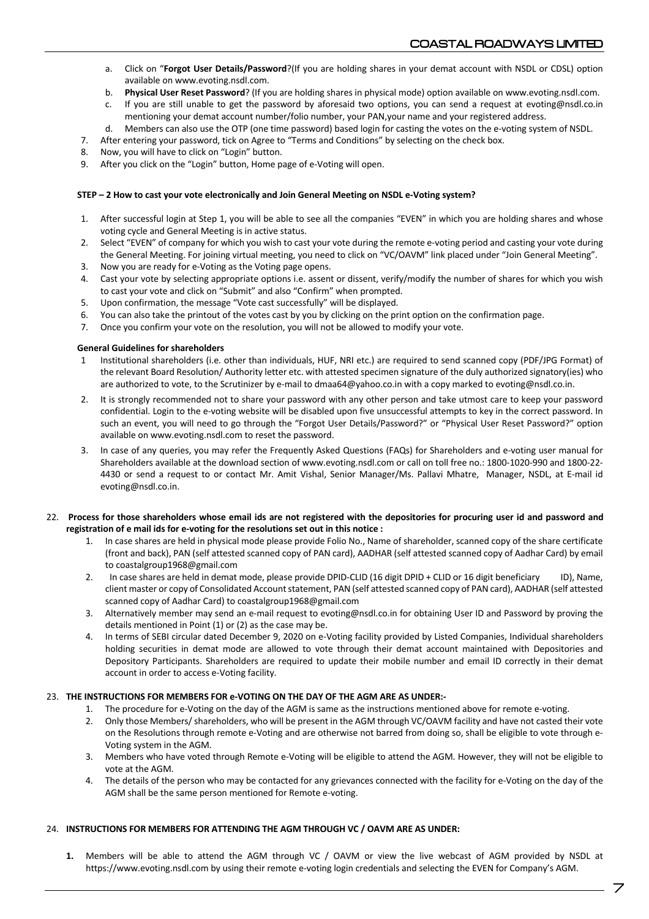a. Click on "**Forgot User Details/Password**?(If you are holding shares in your demat account with NSDL or CDSL) option available on www.evoting.nsdl.com.
b. **Physical User Reset Password**? (If you are holding shares in physical mode) option available on www.evoting.nsdl.com.
c. If you are still unable to get the password by aforesaid two options, you can send a request at evoting@nsdl.co.in mentioning your demat account number/folio number, your PAN,your name and your registered address.
d. Members can also use the OTP (one time password) based login for casting the votes on the e-voting system of NSDL.

7. After entering your password, tick on Agree to "Terms and Conditions" by selecting on the check box.
8. Now, you will have to click on "Login" button.
9. After you click on the "Login" button, Home page of e-Voting will open.

**STEP – 2 How to cast your vote electronically and Join General Meeting on NSDL e-Voting system?**

1. After successful login at Step 1, you will be able to see all the companies "EVEN" in which you are holding shares and whose voting cycle and General Meeting is in active status.
2. Select "EVEN" of company for which you wish to cast your vote during the remote e-voting period and casting your vote during the General Meeting. For joining virtual meeting, you need to click on "VC/OAVM" link placed under "Join General Meeting".
3. Now you are ready for e-Voting as the Voting page opens.
4. Cast your vote by selecting appropriate options i.e. assent or dissent, verify/modify the number of shares for which you wish to cast your vote and click on "Submit" and also "Confirm" when prompted.
5. Upon confirmation, the message "Vote cast successfully" will be displayed.
6. You can also take the printout of the votes cast by you by clicking on the print option on the confirmation page.
7. Once you confirm your vote on the resolution, you will not be allowed to modify your vote.

**General Guidelines for shareholders**

1. Institutional shareholders (i.e. other than individuals, HUF, NRI etc.) are required to send scanned copy (PDF/JPG Format) of the relevant Board Resolution/ Authority letter etc. with attested specimen signature of the duly authorized signatory(ies) who are authorized to vote, to the Scrutinizer by e-mail to dmaa64@yahoo.co.in with a copy marked to evoting@nsdl.co.in.
2. It is strongly recommended not to share your password with any other person and take utmost care to keep your password confidential. Login to the e-voting website will be disabled upon five unsuccessful attempts to key in the correct password. In such an event, you will need to go through the "Forgot User Details/Password?" or "Physical User Reset Password?" option available on www.evoting.nsdl.com to reset the password.
3. In case of any queries, you may refer the Frequently Asked Questions (FAQs) for Shareholders and e-voting user manual for Shareholders available at the download section of www.evoting.nsdl.com or call on toll free no.: 1800-1020-990 and 1800-22-4430 or send a request to or contact Mr. Amit Vishal, Senior Manager/Ms. Pallavi Mhatre, Manager, NSDL, at E-mail id evoting@nsdl.co.in.

22. **Process for those shareholders whose email ids are not registered with the depositories for procuring user id and password and registration of e mail ids for e-voting for the resolutions set out in this notice :**
    1. In case shares are held in physical mode please provide Folio No., Name of shareholder, scanned copy of the share certificate (front and back), PAN (self attested scanned copy of PAN card), AADHAR (self attested scanned copy of Aadhar Card) by email to coastalgroup1968@gmail.com
    2. In case shares are held in demat mode, please provide DPID-CLID (16 digit DPID + CLID or 16 digit beneficiary ID), Name, client master or copy of Consolidated Account statement, PAN (self attested scanned copy of PAN card), AADHAR (self attested scanned copy of Aadhar Card) to coastalgroup1968@gmail.com
    3. Alternatively member may send an e-mail request to evoting@nsdl.co.in for obtaining User ID and Password by proving the details mentioned in Point (1) or (2) as the case may be.
    4. In terms of SEBI circular dated December 9, 2020 on e-Voting facility provided by Listed Companies, Individual shareholders holding securities in demat mode are allowed to vote through their demat account maintained with Depositories and Depository Participants. Shareholders are required to update their mobile number and email ID correctly in their demat account in order to access e-Voting facility.

23. **THE INSTRUCTIONS FOR MEMBERS FOR e-VOTING ON THE DAY OF THE AGM ARE AS UNDER:-**
    1. The procedure for e-Voting on the day of the AGM is same as the instructions mentioned above for remote e-voting.
    2. Only those Members/ shareholders, who will be present in the AGM through VC/OAVM facility and have not casted their vote on the Resolutions through remote e-Voting and are otherwise not barred from doing so, shall be eligible to vote through e-Voting system in the AGM.
    3. Members who have voted through Remote e-Voting will be eligible to attend the AGM. However, they will not be eligible to vote at the AGM.
    4. The details of the person who may be contacted for any grievances connected with the facility for e-Voting on the day of the AGM shall be the same person mentioned for Remote e-voting.

24. **INSTRUCTIONS FOR MEMBERS FOR ATTENDING THE AGM THROUGH VC / OAVM ARE AS UNDER:**
    1. Members will be able to attend the AGM through VC / OAVM or view the live webcast of AGM provided by NSDL at https://www.evoting.nsdl.com by using their remote e-voting login credentials and selecting the EVEN for Company's AGM.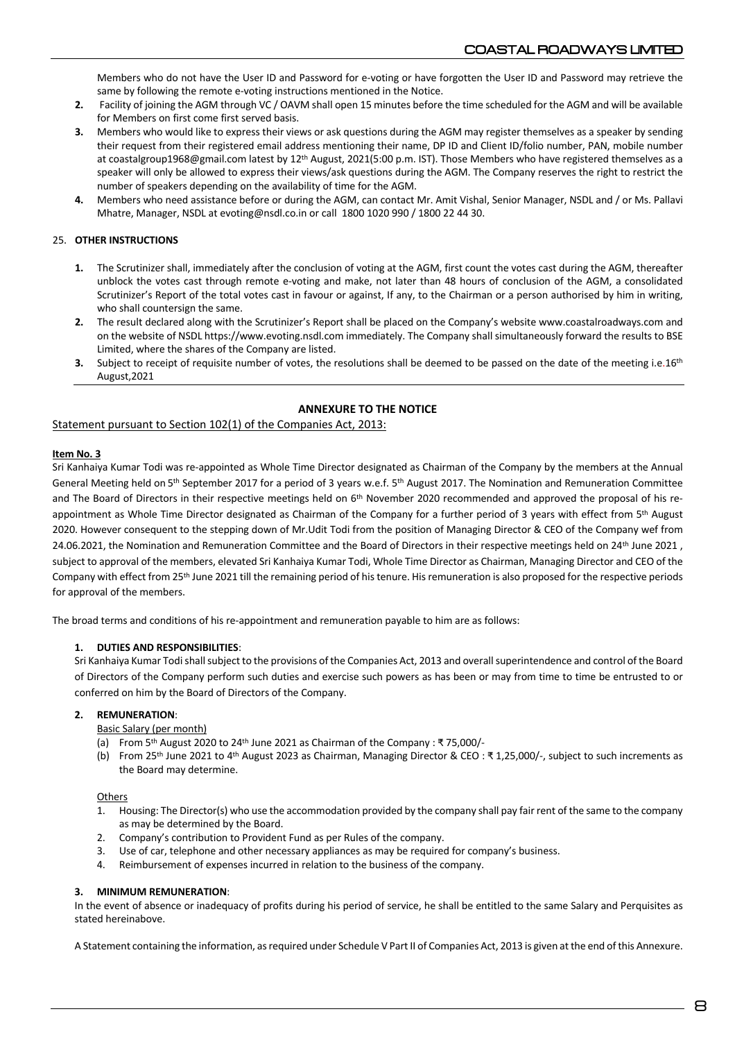Members who do not have the User ID and Password for e-voting or have forgotten the User ID and Password may retrieve the same by following the remote e-voting instructions mentioned in the Notice.

2. Facility of joining the AGM through VC / OAVM shall open 15 minutes before the time scheduled for the AGM and will be available for Members on first come first served basis.
3. Members who would like to express their views or ask questions during the AGM may register themselves as a speaker by sending their request from their registered email address mentioning their name, DP ID and Client ID/folio number, PAN, mobile number at coastalgroup1968@gmail.com latest by 12th August, 2021(5:00 p.m. IST). Those Members who have registered themselves as a speaker will only be allowed to express their views/ask questions during the AGM. The Company reserves the right to restrict the number of speakers depending on the availability of time for the AGM.
4. Members who need assistance before or during the AGM, can contact Mr. Amit Vishal, Senior Manager, NSDL and / or Ms. Pallavi Mhatre, Manager, NSDL at evoting@nsdl.co.in or call 1800 1020 990 / 1800 22 44 30.

25. **OTHER INSTRUCTIONS**

1. The Scrutinizer shall, immediately after the conclusion of voting at the AGM, first count the votes cast during the AGM, thereafter unblock the votes cast through remote e-voting and make, not later than 48 hours of conclusion of the AGM, a consolidated Scrutinizer's Report of the total votes cast in favour or against, If any, to the Chairman or a person authorised by him in writing, who shall countersign the same.
2. The result declared along with the Scrutinizer's Report shall be placed on the Company's website www.coastalroadways.com and on the website of NSDL https://www.evoting.nsdl.com immediately. The Company shall simultaneously forward the results to BSE Limited, where the shares of the Company are listed.
3. Subject to receipt of requisite number of votes, the resolutions shall be deemed to be passed on the date of the meeting i.e.16th August,2021

## ANNEXURE TO THE NOTICE

Statement pursuant to Section 102(1) of the Companies Act, 2013:

**Item No. 3**

Sri Kanhaiya Kumar Todi was re-appointed as Whole Time Director designated as Chairman of the Company by the members at the Annual General Meeting held on 5th September 2017 for a period of 3 years w.e.f. 5th August 2017. The Nomination and Remuneration Committee and The Board of Directors in their respective meetings held on 6th November 2020 recommended and approved the proposal of his re-appointment as Whole Time Director designated as Chairman of the Company for a further period of 3 years with effect from 5th August 2020. However consequent to the stepping down of Mr.Udit Todi from the position of Managing Director & CEO of the Company wef from 24.06.2021, the Nomination and Remuneration Committee and the Board of Directors in their respective meetings held on 24th June 2021 , subject to approval of the members, elevated Sri Kanhaiya Kumar Todi, Whole Time Director as Chairman, Managing Director and CEO of the Company with effect from 25th June 2021 till the remaining period of his tenure. His remuneration is also proposed for the respective periods for approval of the members.

The broad terms and conditions of his re-appointment and remuneration payable to him are as follows:

1. **DUTIES AND RESPONSIBILITIES**:

   Sri Kanhaiya Kumar Todi shall subject to the provisions of the Companies Act, 2013 and overall superintendence and control of the Board of Directors of the Company perform such duties and exercise such powers as has been or may from time to time be entrusted to or conferred on him by the Board of Directors of the Company.

2. **REMUNERATION**:

   Basic Salary (per month)

   (a) From 5th August 2020 to 24th June 2021 as Chairman of the Company : ₹ 75,000/-
   
   (b) From 25th June 2021 to 4th August 2023 as Chairman, Managing Director & CEO : ₹ 1,25,000/-, subject to such increments as the Board may determine.

   Others

   1. Housing: The Director(s) who use the accommodation provided by the company shall pay fair rent of the same to the company as may be determined by the Board.
   2. Company's contribution to Provident Fund as per Rules of the company.
   3. Use of car, telephone and other necessary appliances as may be required for company's business.
   4. Reimbursement of expenses incurred in relation to the business of the company.

3. **MINIMUM REMUNERATION**:

   In the event of absence or inadequacy of profits during his period of service, he shall be entitled to the same Salary and Perquisites as stated hereinabove.

A Statement containing the information, as required under Schedule V Part II of Companies Act, 2013 is given at the end of this Annexure.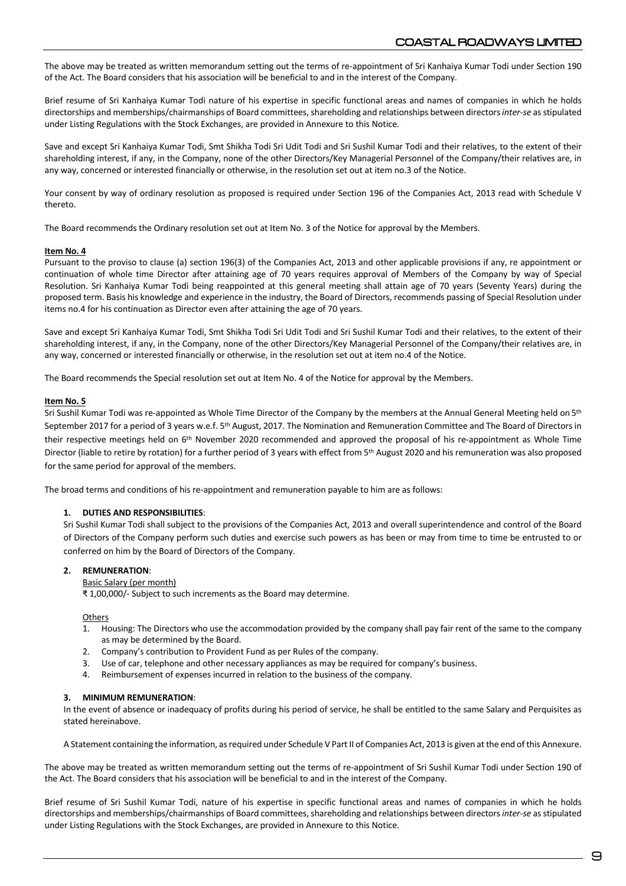The above may be treated as written memorandum setting out the terms of re-appointment of Sri Kanhaiya Kumar Todi under Section 190 of the Act. The Board considers that his association will be beneficial to and in the interest of the Company.

Brief resume of Sri Kanhaiya Kumar Todi nature of his expertise in specific functional areas and names of companies in which he holds directorships and memberships/chairmanships of Board committees, shareholding and relationships between directors *inter-se* as stipulated under Listing Regulations with the Stock Exchanges, are provided in Annexure to this Notice.

Save and except Sri Kanhaiya Kumar Todi, Smt Shikha Todi Sri Udit Todi and Sri Sushil Kumar Todi and their relatives, to the extent of their shareholding interest, if any, in the Company, none of the other Directors/Key Managerial Personnel of the Company/their relatives are, in any way, concerned or interested financially or otherwise, in the resolution set out at item no.3 of the Notice.

Your consent by way of ordinary resolution as proposed is required under Section 196 of the Companies Act, 2013 read with Schedule V thereto.

The Board recommends the Ordinary resolution set out at Item No. 3 of the Notice for approval by the Members.

**Item No. 4**

Pursuant to the proviso to clause (a) section 196(3) of the Companies Act, 2013 and other applicable provisions if any, re appointment or continuation of whole time Director after attaining age of 70 years requires approval of Members of the Company by way of Special Resolution. Sri Kanhaiya Kumar Todi being reappointed at this general meeting shall attain age of 70 years (Seventy Years) during the proposed term. Basis his knowledge and experience in the industry, the Board of Directors, recommends passing of Special Resolution under items no.4 for his continuation as Director even after attaining the age of 70 years.

Save and except Sri Kanhaiya Kumar Todi, Smt Shikha Todi Sri Udit Todi and Sri Sushil Kumar Todi and their relatives, to the extent of their shareholding interest, if any, in the Company, none of the other Directors/Key Managerial Personnel of the Company/their relatives are, in any way, concerned or interested financially or otherwise, in the resolution set out at item no.4 of the Notice.

The Board recommends the Special resolution set out at Item No. 4 of the Notice for approval by the Members.

**Item No. 5**

Sri Sushil Kumar Todi was re-appointed as Whole Time Director of the Company by the members at the Annual General Meeting held on 5th September 2017 for a period of 3 years w.e.f. 5th August, 2017. The Nomination and Remuneration Committee and The Board of Directors in their respective meetings held on 6th November 2020 recommended and approved the proposal of his re-appointment as Whole Time Director (liable to retire by rotation) for a further period of 3 years with effect from 5th August 2020 and his remuneration was also proposed for the same period for approval of the members.

The broad terms and conditions of his re-appointment and remuneration payable to him are as follows:

**1. DUTIES AND RESPONSIBILITIES**:

Sri Sushil Kumar Todi shall subject to the provisions of the Companies Act, 2013 and overall superintendence and control of the Board of Directors of the Company perform such duties and exercise such powers as has been or may from time to time be entrusted to or conferred on him by the Board of Directors of the Company.

**2. REMUNERATION**:

Basic Salary (per month)

₹ 1,00,000/- Subject to such increments as the Board may determine.

Others

1. Housing: The Directors who use the accommodation provided by the company shall pay fair rent of the same to the company as may be determined by the Board.
2. Company's contribution to Provident Fund as per Rules of the company.
3. Use of car, telephone and other necessary appliances as may be required for company's business.
4. Reimbursement of expenses incurred in relation to the business of the company.

**3. MINIMUM REMUNERATION**:

In the event of absence or inadequacy of profits during his period of service, he shall be entitled to the same Salary and Perquisites as stated hereinabove.

A Statement containing the information, as required under Schedule V Part II of Companies Act, 2013 is given at the end of this Annexure.

The above may be treated as written memorandum setting out the terms of re-appointment of Sri Sushil Kumar Todi under Section 190 of the Act. The Board considers that his association will be beneficial to and in the interest of the Company.

Brief resume of Sri Sushil Kumar Todi, nature of his expertise in specific functional areas and names of companies in which he holds directorships and memberships/chairmanships of Board committees, shareholding and relationships between directors *inter-se* as stipulated under Listing Regulations with the Stock Exchanges, are provided in Annexure to this Notice.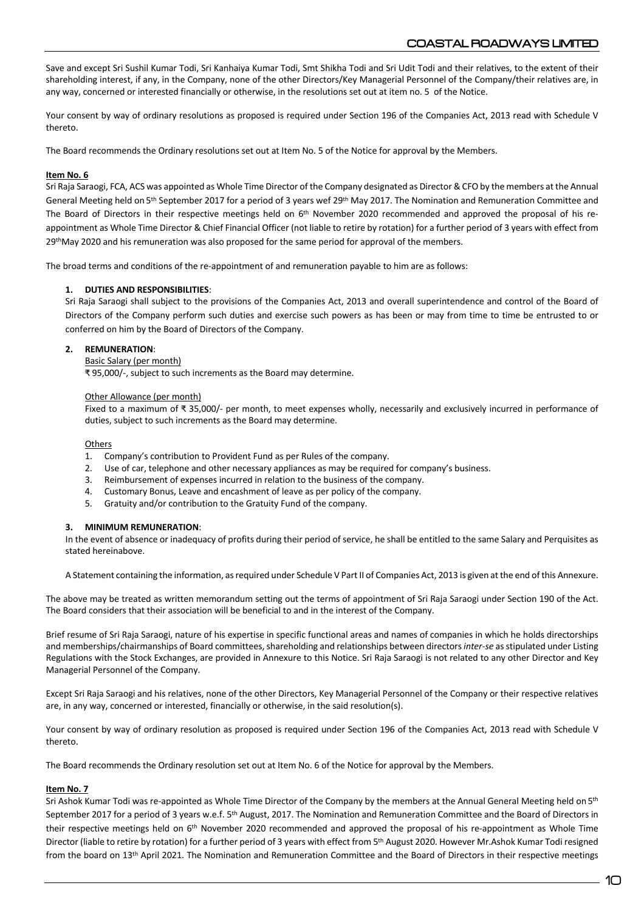Save and except Sri Sushil Kumar Todi, Sri Kanhaiya Kumar Todi, Smt Shikha Todi and Sri Udit Todi and their relatives, to the extent of their shareholding interest, if any, in the Company, none of the other Directors/Key Managerial Personnel of the Company/their relatives are, in any way, concerned or interested financially or otherwise, in the resolutions set out at item no. 5 of the Notice.

Your consent by way of ordinary resolutions as proposed is required under Section 196 of the Companies Act, 2013 read with Schedule V thereto.

The Board recommends the Ordinary resolutions set out at Item No. 5 of the Notice for approval by the Members.

**Item No. 6**

Sri Raja Saraogi, FCA, ACS was appointed as Whole Time Director of the Company designated as Director & CFO by the members at the Annual General Meeting held on 5th September 2017 for a period of 3 years wef 29th May 2017. The Nomination and Remuneration Committee and The Board of Directors in their respective meetings held on 6th November 2020 recommended and approved the proposal of his re-appointment as Whole Time Director & Chief Financial Officer (not liable to retire by rotation) for a further period of 3 years with effect from 29thMay 2020 and his remuneration was also proposed for the same period for approval of the members.

The broad terms and conditions of the re-appointment of and remuneration payable to him are as follows:

1. **DUTIES AND RESPONSIBILITIES**:
   Sri Raja Saraogi shall subject to the provisions of the Companies Act, 2013 and overall superintendence and control of the Board of Directors of the Company perform such duties and exercise such powers as has been or may from time to time be entrusted to or conferred on him by the Board of Directors of the Company.

2. **REMUNERATION**:
   Basic Salary (per month)
   ₹ 95,000/-, subject to such increments as the Board may determine.

   Other Allowance (per month)
   Fixed to a maximum of ₹ 35,000/- per month, to meet expenses wholly, necessarily and exclusively incurred in performance of duties, subject to such increments as the Board may determine.

   Others
   1. Company's contribution to Provident Fund as per Rules of the company.
   2. Use of car, telephone and other necessary appliances as may be required for company's business.
   3. Reimbursement of expenses incurred in relation to the business of the company.
   4. Customary Bonus, Leave and encashment of leave as per policy of the company.
   5. Gratuity and/or contribution to the Gratuity Fund of the company.

3. **MINIMUM REMUNERATION**:
   In the event of absence or inadequacy of profits during their period of service, he shall be entitled to the same Salary and Perquisites as stated hereinabove.

   A Statement containing the information, as required under Schedule V Part II of Companies Act, 2013 is given at the end of this Annexure.

The above may be treated as written memorandum setting out the terms of appointment of Sri Raja Saraogi under Section 190 of the Act. The Board considers that their association will be beneficial to and in the interest of the Company.

Brief resume of Sri Raja Saraogi, nature of his expertise in specific functional areas and names of companies in which he holds directorships and memberships/chairmanships of Board committees, shareholding and relationships between directors *inter-se* as stipulated under Listing Regulations with the Stock Exchanges, are provided in Annexure to this Notice. Sri Raja Saraogi is not related to any other Director and Key Managerial Personnel of the Company.

Except Sri Raja Saraogi and his relatives, none of the other Directors, Key Managerial Personnel of the Company or their respective relatives are, in any way, concerned or interested, financially or otherwise, in the said resolution(s).

Your consent by way of ordinary resolution as proposed is required under Section 196 of the Companies Act, 2013 read with Schedule V thereto.

The Board recommends the Ordinary resolution set out at Item No. 6 of the Notice for approval by the Members.

**Item No. 7**

Sri Ashok Kumar Todi was re-appointed as Whole Time Director of the Company by the members at the Annual General Meeting held on 5th September 2017 for a period of 3 years w.e.f. 5th August, 2017. The Nomination and Remuneration Committee and the Board of Directors in their respective meetings held on 6th November 2020 recommended and approved the proposal of his re-appointment as Whole Time Director (liable to retire by rotation) for a further period of 3 years with effect from 5th August 2020. However Mr.Ashok Kumar Todi resigned from the board on 13th April 2021. The Nomination and Remuneration Committee and the Board of Directors in their respective meetings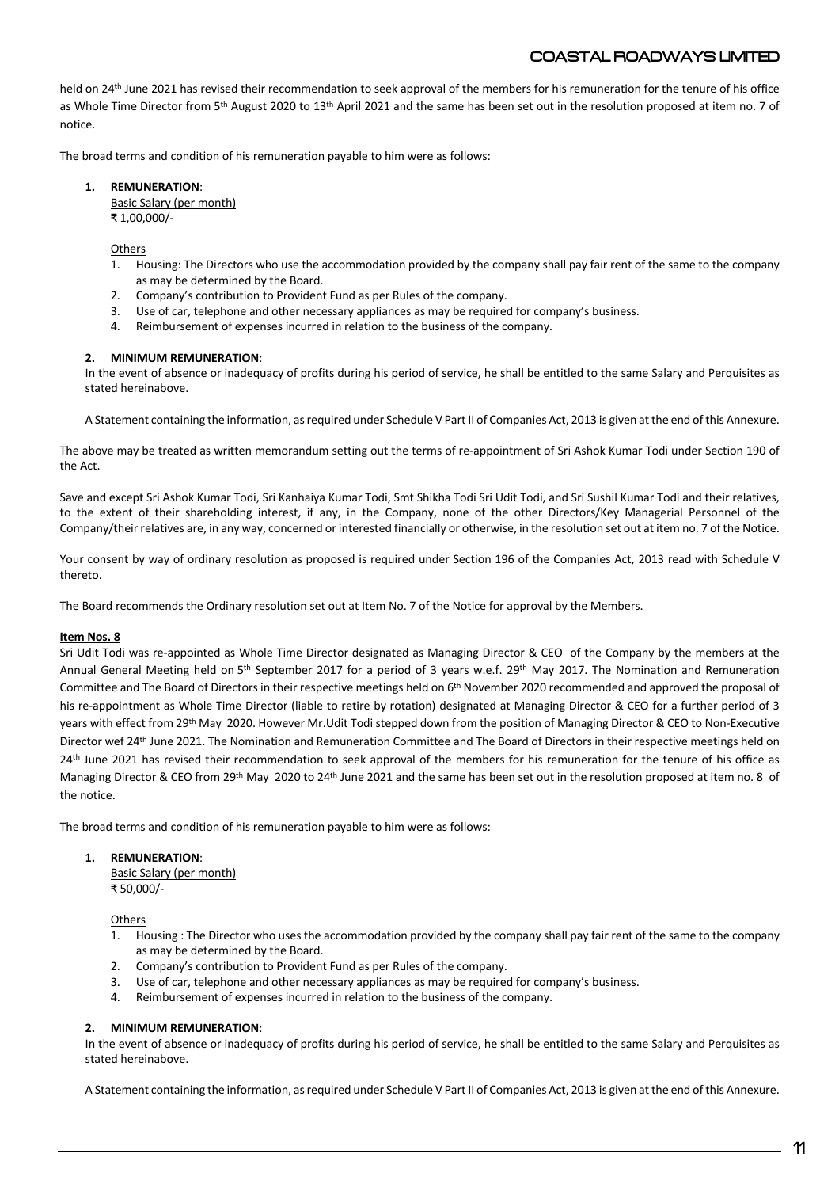held on 24th June 2021 has revised their recommendation to seek approval of the members for his remuneration for the tenure of his office as Whole Time Director from 5th August 2020 to 13th April 2021 and the same has been set out in the resolution proposed at item no. 7 of notice.

The broad terms and condition of his remuneration payable to him were as follows:

**1. REMUNERATION**:

Basic Salary (per month)
₹ 1,00,000/-

Others

1. Housing: The Directors who use the accommodation provided by the company shall pay fair rent of the same to the company as may be determined by the Board.
2. Company's contribution to Provident Fund as per Rules of the company.
3. Use of car, telephone and other necessary appliances as may be required for company's business.
4. Reimbursement of expenses incurred in relation to the business of the company.

**2. MINIMUM REMUNERATION**:

In the event of absence or inadequacy of profits during his period of service, he shall be entitled to the same Salary and Perquisites as stated hereinabove.

A Statement containing the information, as required under Schedule V Part II of Companies Act, 2013 is given at the end of this Annexure.

The above may be treated as written memorandum setting out the terms of re-appointment of Sri Ashok Kumar Todi under Section 190 of the Act.

Save and except Sri Ashok Kumar Todi, Sri Kanhaiya Kumar Todi, Smt Shikha Todi Sri Udit Todi, and Sri Sushil Kumar Todi and their relatives, to the extent of their shareholding interest, if any, in the Company, none of the other Directors/Key Managerial Personnel of the Company/their relatives are, in any way, concerned or interested financially or otherwise, in the resolution set out at item no. 7 of the Notice.

Your consent by way of ordinary resolution as proposed is required under Section 196 of the Companies Act, 2013 read with Schedule V thereto.

The Board recommends the Ordinary resolution set out at Item No. 7 of the Notice for approval by the Members.

**Item Nos. 8**

Sri Udit Todi was re-appointed as Whole Time Director designated as Managing Director & CEO of the Company by the members at the Annual General Meeting held on 5th September 2017 for a period of 3 years w.e.f. 29th May 2017. The Nomination and Remuneration Committee and The Board of Directors in their respective meetings held on 6th November 2020 recommended and approved the proposal of his re-appointment as Whole Time Director (liable to retire by rotation) designated at Managing Director & CEO for a further period of 3 years with effect from 29th May 2020. However Mr.Udit Todi stepped down from the position of Managing Director & CEO to Non-Executive Director wef 24th June 2021. The Nomination and Remuneration Committee and The Board of Directors in their respective meetings held on 24th June 2021 has revised their recommendation to seek approval of the members for his remuneration for the tenure of his office as Managing Director & CEO from 29th May 2020 to 24th June 2021 and the same has been set out in the resolution proposed at item no. 8 of the notice.

The broad terms and condition of his remuneration payable to him were as follows:

**1. REMUNERATION**:

Basic Salary (per month)
₹ 50,000/-

Others

1. Housing : The Director who uses the accommodation provided by the company shall pay fair rent of the same to the company as may be determined by the Board.
2. Company's contribution to Provident Fund as per Rules of the company.
3. Use of car, telephone and other necessary appliances as may be required for company's business.
4. Reimbursement of expenses incurred in relation to the business of the company.

**2. MINIMUM REMUNERATION**:

In the event of absence or inadequacy of profits during his period of service, he shall be entitled to the same Salary and Perquisites as stated hereinabove.

A Statement containing the information, as required under Schedule V Part II of Companies Act, 2013 is given at the end of this Annexure.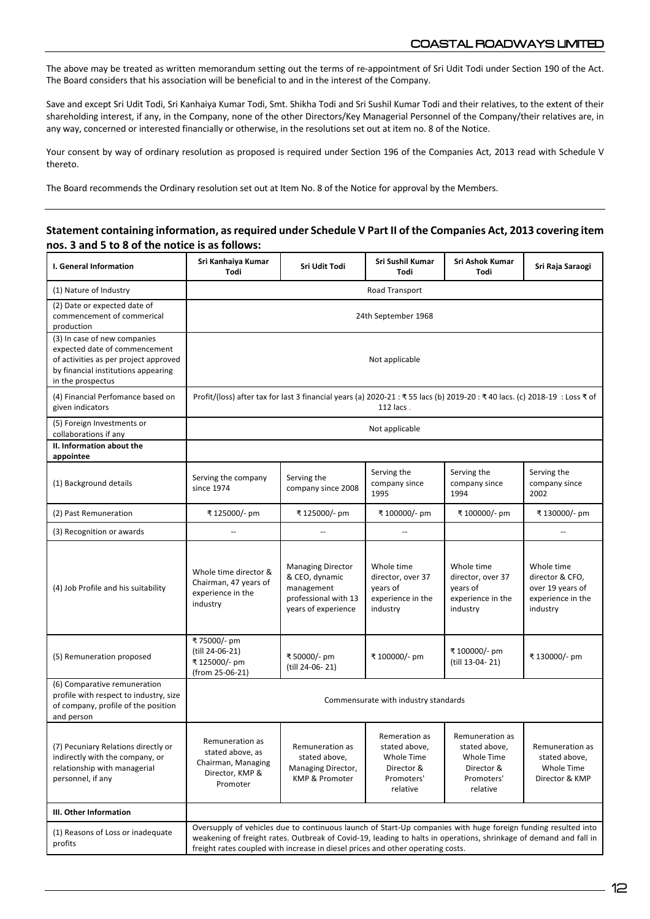The above may be treated as written memorandum setting out the terms of re-appointment of Sri Udit Todi under Section 190 of the Act. The Board considers that his association will be beneficial to and in the interest of the Company.

Save and except Sri Udit Todi, Sri Kanhaiya Kumar Todi, Smt. Shikha Todi and Sri Sushil Kumar Todi and their relatives, to the extent of their shareholding interest, if any, in the Company, none of the other Directors/Key Managerial Personnel of the Company/their relatives are, in any way, concerned or interested financially or otherwise, in the resolutions set out at item no. 8 of the Notice.

Your consent by way of ordinary resolution as proposed is required under Section 196 of the Companies Act, 2013 read with Schedule V thereto.

The Board recommends the Ordinary resolution set out at Item No. 8 of the Notice for approval by the Members.

### Statement containing information, as required under Schedule V Part II of the Companies Act, 2013 covering item nos. 3 and 5 to 8 of the notice is as follows:

| I. General Information | Sri Kanhaiya Kumar Todi | Sri Udit Todi | Sri Sushil Kumar Todi | Sri Ashok Kumar Todi | Sri Raja Saraogi |
|---|---|---|---|---|---|
| (1) Nature of Industry | Road Transport | | | | |
| (2) Date or expected date of commencement of commerical production | 24th September 1968 | | | | |
| (3) In case of new companies expected date of commencement of activities as per project approved by financial institutions appearing in the prospectus | Not applicable | | | | |
| (4) Financial Perfomance based on given indicators | Profit/(loss) after tax for last 3 financial years (a) 2020-21 : ₹ 55 lacs (b) 2019-20 : ₹ 40 lacs. (c) 2018-19 : Loss ₹ of 112 lacs . | | | | |
| (5) Foreign Investments or collaborations if any | Not applicable | | | | |
| **II. Information about the appointee** | | | | | |
| (1) Background details | Serving the company since 1974 | Serving the company since 2008 | Serving the company since 1995 | Serving the company since 1994 | Serving the company since 2002 |
| (2) Past Remuneration | ₹ 125000/- pm | ₹ 125000/- pm | ₹ 100000/- pm | ₹ 100000/- pm | ₹ 130000/- pm |
| (3) Recognition or awards | -- | -- | -- | | -- |
| (4) Job Profile and his suitability | Whole time director & Chairman, 47 years of experience in the industry | Managing Director & CEO, dynamic management professional with 13 years of experience | Whole time director, over 37 years of experience in the industry | Whole time director, over 37 years of experience in the industry | Whole time director & CFO, over 19 years of experience in the industry |
| (5) Remuneration proposed | ₹ 75000/- pm (till 24-06-21) ₹ 125000/- pm (from 25-06-21) | ₹ 50000/- pm (till 24-06- 21) | ₹ 100000/- pm | ₹ 100000/- pm (till 13-04- 21) | ₹ 130000/- pm |
| (6) Comparative remuneration profile with respect to industry, size of company, profile of the position and person | Commensurate with industry standards | | | | |
| (7) Pecuniary Relations directly or indirectly with the company, or relationship with managerial personnel, if any | Remuneration as stated above, as Chairman, Managing Director, KMP & Promoter | Remuneration as stated above, Managing Director, KMP & Promoter | Remeration as stated above, Whole Time Director & Promoters' relative | Remuneration as stated above, Whole Time Director & Promoters' relative | Remuneration as stated above, Whole Time Director & KMP |
| **III. Other Information** | | | | | |
| (1) Reasons of Loss or inadequate profits | Oversupply of vehicles due to continuous launch of Start-Up companies with huge foreign funding resulted into weakening of freight rates. Outbreak of Covid-19, leading to halts in operations, shrinkage of demand and fall in freight rates coupled with increase in diesel prices and other operating costs. | | | | |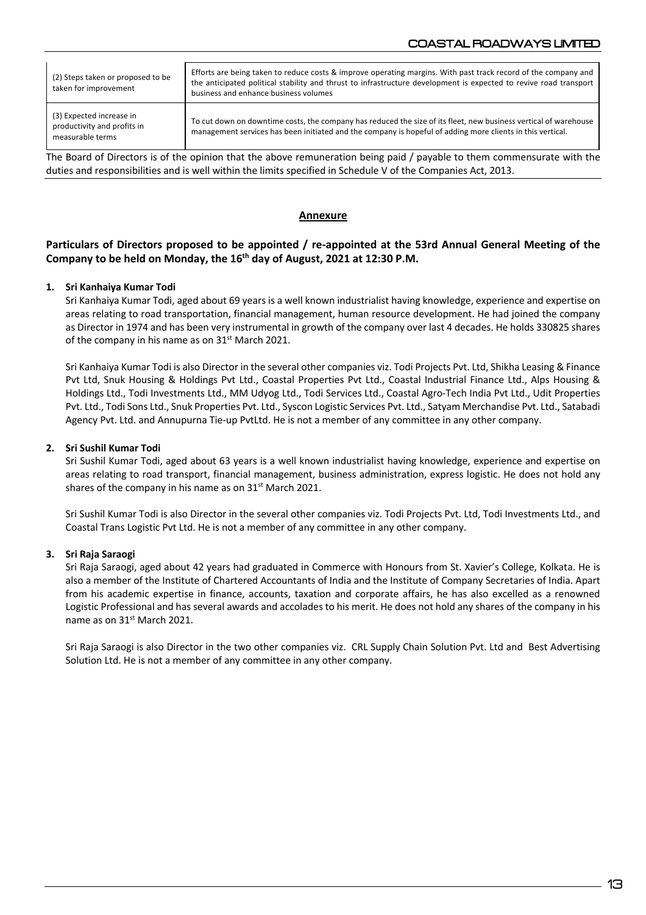| | |
|---|---|
| (2) Steps taken or proposed to be taken for improvement | Efforts are being taken to reduce costs & improve operating margins. With past track record of the company and the anticipated political stability and thrust to infrastructure development is expected to revive road transport business and enhance business volumes |
| (3) Expected increase in productivity and profits in measurable terms | To cut down on downtime costs, the company has reduced the size of its fleet, new business vertical of warehouse management services has been initiated and the company is hopeful of adding more clients in this vertical. |

The Board of Directors is of the opinion that the above remuneration being paid / payable to them commensurate with the duties and responsibilities and is well within the limits specified in Schedule V of the Companies Act, 2013.

## Annexure

**Particulars of Directors proposed to be appointed / re-appointed at the 53rd Annual General Meeting of the Company to be held on Monday, the 16th day of August, 2021 at 12:30 P.M.**

**1. Sri Kanhaiya Kumar Todi**

Sri Kanhaiya Kumar Todi, aged about 69 years is a well known industrialist having knowledge, experience and expertise on areas relating to road transportation, financial management, human resource development. He had joined the company as Director in 1974 and has been very instrumental in growth of the company over last 4 decades. He holds 330825 shares of the company in his name as on 31st March 2021.

Sri Kanhaiya Kumar Todi is also Director in the several other companies viz. Todi Projects Pvt. Ltd, Shikha Leasing & Finance Pvt Ltd, Snuk Housing & Holdings Pvt Ltd., Coastal Properties Pvt Ltd., Coastal Industrial Finance Ltd., Alps Housing & Holdings Ltd., Todi Investments Ltd., MM Udyog Ltd., Todi Services Ltd., Coastal Agro-Tech India Pvt Ltd., Udit Properties Pvt. Ltd., Todi Sons Ltd., Snuk Properties Pvt. Ltd., Syscon Logistic Services Pvt. Ltd., Satyam Merchandise Pvt. Ltd., Satabadi Agency Pvt. Ltd. and Annupurna Tie-up PvtLtd. He is not a member of any committee in any other company.

**2. Sri Sushil Kumar Todi**

Sri Sushil Kumar Todi, aged about 63 years is a well known industrialist having knowledge, experience and expertise on areas relating to road transport, financial management, business administration, express logistic. He does not hold any shares of the company in his name as on 31st March 2021.

Sri Sushil Kumar Todi is also Director in the several other companies viz. Todi Projects Pvt. Ltd, Todi Investments Ltd., and Coastal Trans Logistic Pvt Ltd. He is not a member of any committee in any other company.

**3. Sri Raja Saraogi**

Sri Raja Saraogi, aged about 42 years had graduated in Commerce with Honours from St. Xavier's College, Kolkata. He is also a member of the Institute of Chartered Accountants of India and the Institute of Company Secretaries of India. Apart from his academic expertise in finance, accounts, taxation and corporate affairs, he has also excelled as a renowned Logistic Professional and has several awards and accolades to his merit. He does not hold any shares of the company in his name as on 31st March 2021.

Sri Raja Saraogi is also Director in the two other companies viz. CRL Supply Chain Solution Pvt. Ltd and Best Advertising Solution Ltd. He is not a member of any committee in any other company.